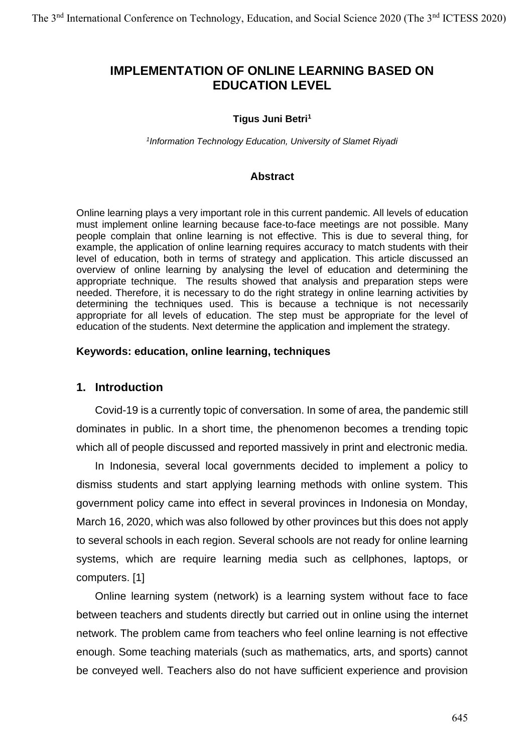# IMPLEMENTATION OF ONLINE LEARNING BASED ON EDUCATION LEVEL

**Tigus Juni Betri**[1]

[1]*Information Technology Education, University of Slamet Riyadi*

### Abstract

Online learning plays a very important role in this current pandemic. All levels of education must implement online learning because face-to-face meetings are not possible. Many people complain that online learning is not effective. This is due to several thing, for example, the application of online learning requires accuracy to match students with their level of education, both in terms of strategy and application. This article discussed an overview of online learning by analysing the level of education and determining the appropriate technique. The results showed that analysis and preparation steps were needed. Therefore, it is necessary to do the right strategy in online learning activities by determining the techniques used. This is because a technique is not necessarily appropriate for all levels of education. The step must be appropriate for the level of education of the students. Next determine the application and implement the strategy.

**Keywords: education, online learning, techniques**

## 1. Introduction

Covid-19 is a currently topic of conversation. In some of area, the pandemic still dominates in public. In a short time, the phenomenon becomes a trending topic which all of people discussed and reported massively in print and electronic media.

In Indonesia, several local governments decided to implement a policy to dismiss students and start applying learning methods with online system. This government policy came into effect in several provinces in Indonesia on Monday, March 16, 2020, which was also followed by other provinces but this does not apply to several schools in each region. Several schools are not ready for online learning systems, which are require learning media such as cellphones, laptops, or computers. [1]

Online learning system (network) is a learning system without face to face between teachers and students directly but carried out in online using the internet network. The problem came from teachers who feel online learning is not effective enough. Some teaching materials (such as mathematics, arts, and sports) cannot be conveyed well. Teachers also do not have sufficient experience and provision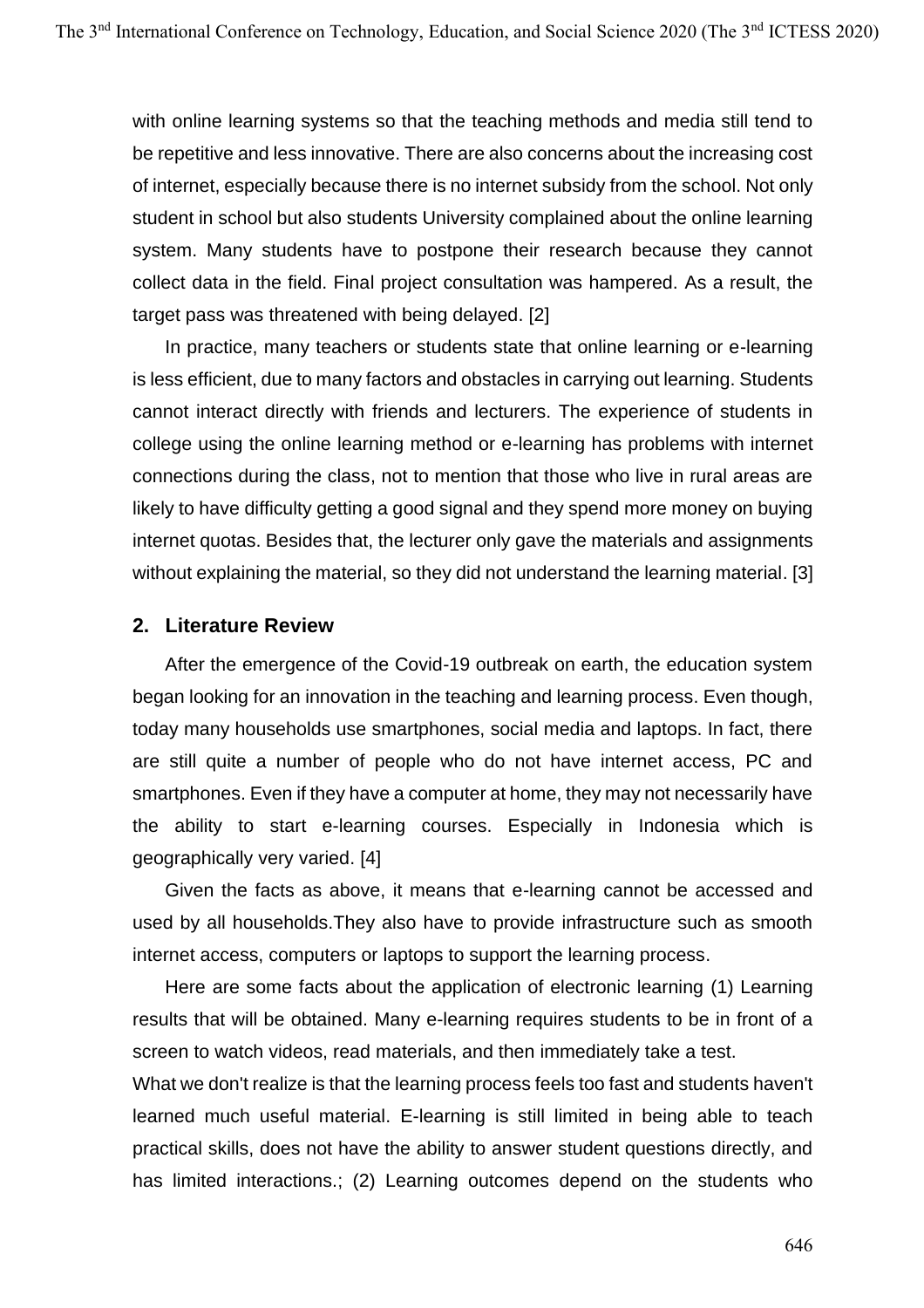with online learning systems so that the teaching methods and media still tend to be repetitive and less innovative. There are also concerns about the increasing cost of internet, especially because there is no internet subsidy from the school. Not only student in school but also students University complained about the online learning system. Many students have to postpone their research because they cannot collect data in the field. Final project consultation was hampered. As a result, the target pass was threatened with being delayed. [2]

In practice, many teachers or students state that online learning or e-learning is less efficient, due to many factors and obstacles in carrying out learning. Students cannot interact directly with friends and lecturers. The experience of students in college using the online learning method or e-learning has problems with internet connections during the class, not to mention that those who live in rural areas are likely to have difficulty getting a good signal and they spend more money on buying internet quotas. Besides that, the lecturer only gave the materials and assignments without explaining the material, so they did not understand the learning material. [3]

## 2. Literature Review

After the emergence of the Covid-19 outbreak on earth, the education system began looking for an innovation in the teaching and learning process. Even though, today many households use smartphones, social media and laptops. In fact, there are still quite a number of people who do not have internet access, PC and smartphones. Even if they have a computer at home, they may not necessarily have the ability to start e-learning courses. Especially in Indonesia which is geographically very varied. [4]

Given the facts as above, it means that e-learning cannot be accessed and used by all households.They also have to provide infrastructure such as smooth internet access, computers or laptops to support the learning process.

Here are some facts about the application of electronic learning (1) Learning results that will be obtained. Many e-learning requires students to be in front of a screen to watch videos, read materials, and then immediately take a test.

What we don't realize is that the learning process feels too fast and students haven't learned much useful material. E-learning is still limited in being able to teach practical skills, does not have the ability to answer student questions directly, and has limited interactions.; (2) Learning outcomes depend on the students who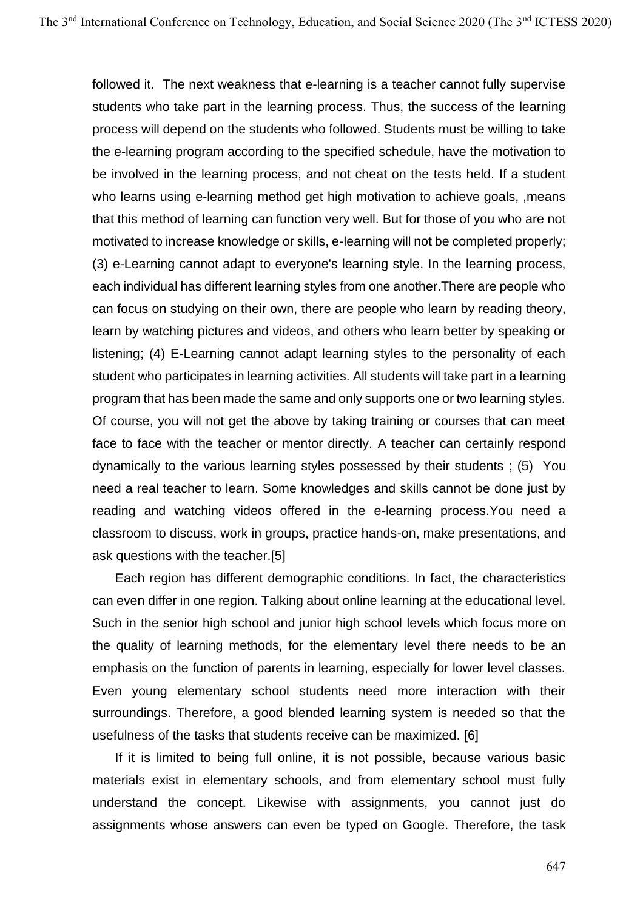followed it. The next weakness that e-learning is a teacher cannot fully supervise students who take part in the learning process. Thus, the success of the learning process will depend on the students who followed. Students must be willing to take the e-learning program according to the specified schedule, have the motivation to be involved in the learning process, and not cheat on the tests held. If a student who learns using e-learning method get high motivation to achieve goals, ,means that this method of learning can function very well. But for those of you who are not motivated to increase knowledge or skills, e-learning will not be completed properly; (3) e-Learning cannot adapt to everyone's learning style. In the learning process, each individual has different learning styles from one another.There are people who can focus on studying on their own, there are people who learn by reading theory, learn by watching pictures and videos, and others who learn better by speaking or listening; (4) E-Learning cannot adapt learning styles to the personality of each student who participates in learning activities. All students will take part in a learning program that has been made the same and only supports one or two learning styles. Of course, you will not get the above by taking training or courses that can meet face to face with the teacher or mentor directly. A teacher can certainly respond dynamically to the various learning styles possessed by their students ; (5) You need a real teacher to learn. Some knowledges and skills cannot be done just by reading and watching videos offered in the e-learning process.You need a classroom to discuss, work in groups, practice hands-on, make presentations, and ask questions with the teacher.[5]

Each region has different demographic conditions. In fact, the characteristics can even differ in one region. Talking about online learning at the educational level. Such in the senior high school and junior high school levels which focus more on the quality of learning methods, for the elementary level there needs to be an emphasis on the function of parents in learning, especially for lower level classes. Even young elementary school students need more interaction with their surroundings. Therefore, a good blended learning system is needed so that the usefulness of the tasks that students receive can be maximized. [6]

If it is limited to being full online, it is not possible, because various basic materials exist in elementary schools, and from elementary school must fully understand the concept. Likewise with assignments, you cannot just do assignments whose answers can even be typed on Google. Therefore, the task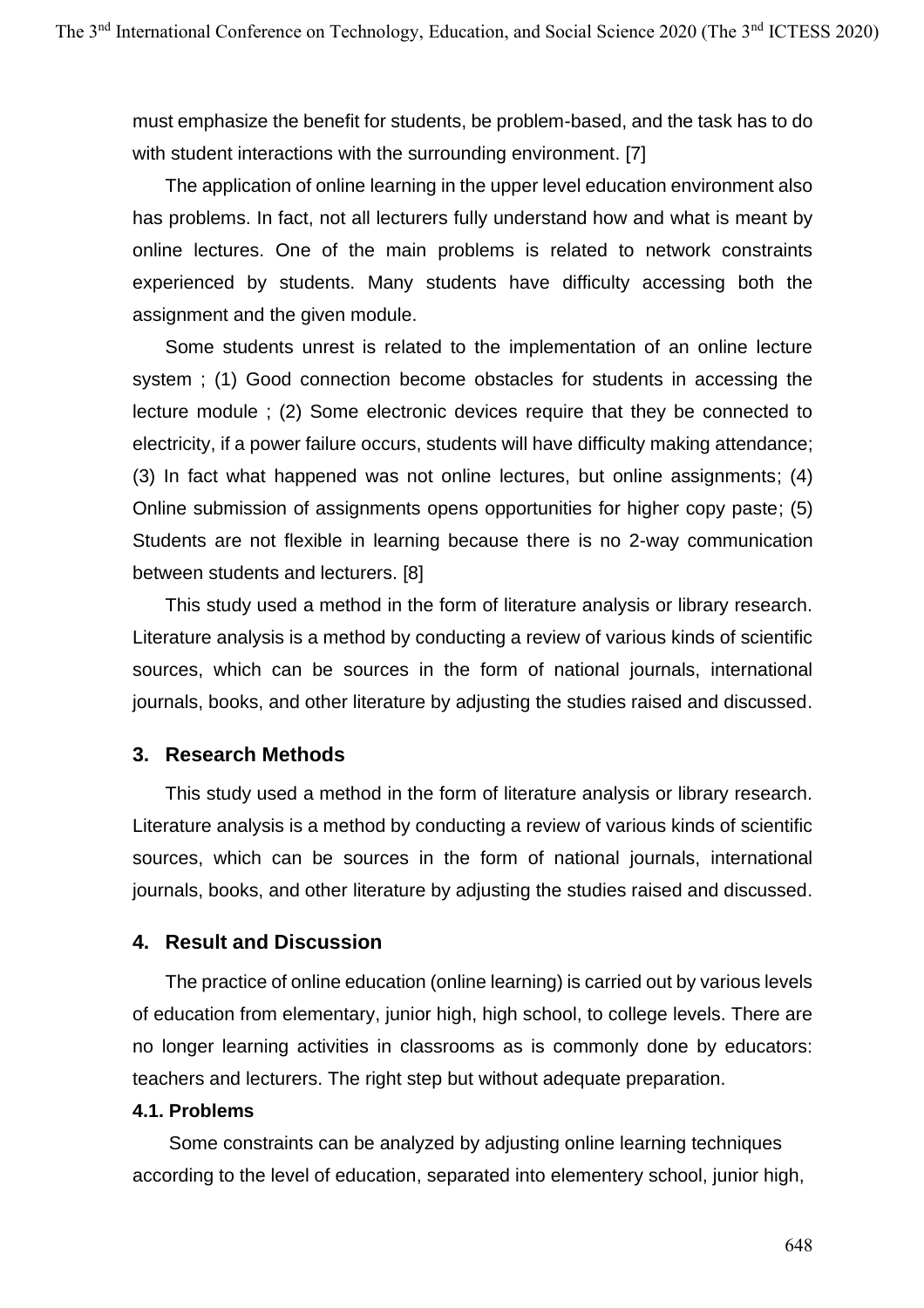must emphasize the benefit for students, be problem-based, and the task has to do with student interactions with the surrounding environment. [7]

The application of online learning in the upper level education environment also has problems. In fact, not all lecturers fully understand how and what is meant by online lectures. One of the main problems is related to network constraints experienced by students. Many students have difficulty accessing both the assignment and the given module.

Some students unrest is related to the implementation of an online lecture system ; (1) Good connection become obstacles for students in accessing the lecture module ; (2) Some electronic devices require that they be connected to electricity, if a power failure occurs, students will have difficulty making attendance; (3) In fact what happened was not online lectures, but online assignments; (4) Online submission of assignments opens opportunities for higher copy paste; (5) Students are not flexible in learning because there is no 2-way communication between students and lecturers. [8]

This study used a method in the form of literature analysis or library research. Literature analysis is a method by conducting a review of various kinds of scientific sources, which can be sources in the form of national journals, international journals, books, and other literature by adjusting the studies raised and discussed.

## 3. Research Methods

This study used a method in the form of literature analysis or library research. Literature analysis is a method by conducting a review of various kinds of scientific sources, which can be sources in the form of national journals, international journals, books, and other literature by adjusting the studies raised and discussed.

## 4. Result and Discussion

The practice of online education (online learning) is carried out by various levels of education from elementary, junior high, high school, to college levels. There are no longer learning activities in classrooms as is commonly done by educators: teachers and lecturers. The right step but without adequate preparation.

### 4.1. Problems

Some constraints can be analyzed by adjusting online learning techniques according to the level of education, separated into elementery school, junior high,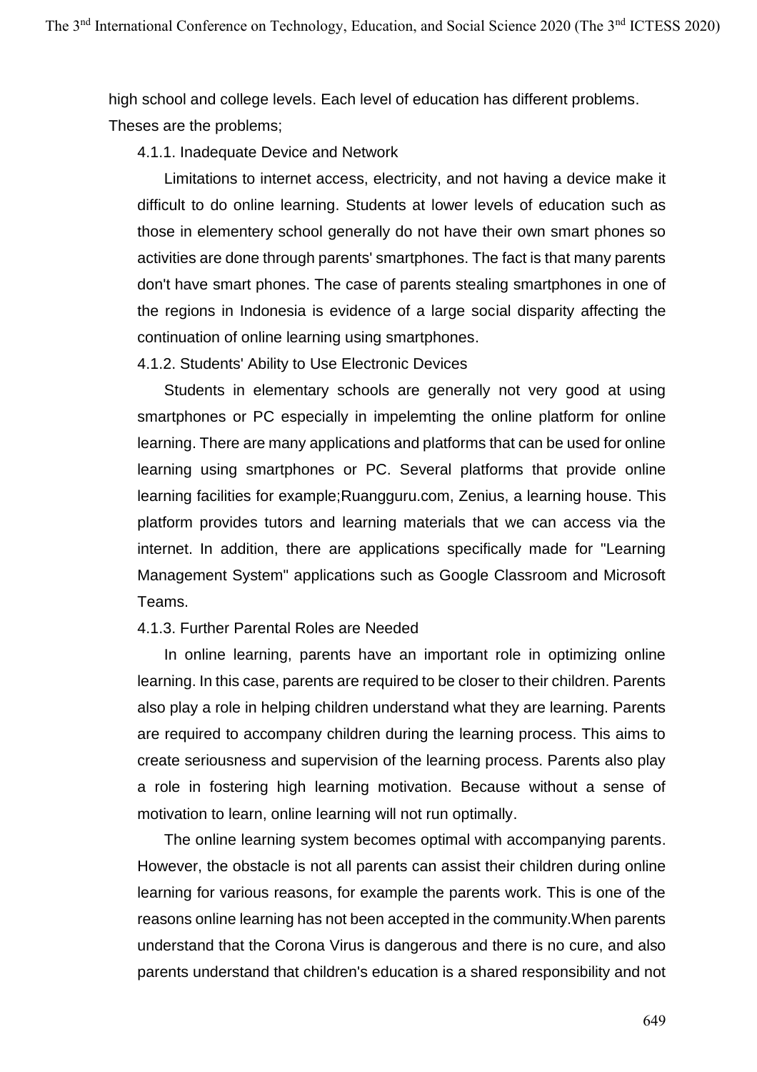high school and college levels. Each level of education has different problems. Theses are the problems;

#### 4.1.1. Inadequate Device and Network

Limitations to internet access, electricity, and not having a device make it difficult to do online learning. Students at lower levels of education such as those in elementery school generally do not have their own smart phones so activities are done through parents' smartphones. The fact is that many parents don't have smart phones. The case of parents stealing smartphones in one of the regions in Indonesia is evidence of a large social disparity affecting the continuation of online learning using smartphones.

#### 4.1.2. Students' Ability to Use Electronic Devices

Students in elementary schools are generally not very good at using smartphones or PC especially in impelemting the online platform for online learning. There are many applications and platforms that can be used for online learning using smartphones or PC. Several platforms that provide online learning facilities for example;Ruangguru.com, Zenius, a learning house. This platform provides tutors and learning materials that we can access via the internet. In addition, there are applications specifically made for "Learning Management System" applications such as Google Classroom and Microsoft Teams.

#### 4.1.3. Further Parental Roles are Needed

In online learning, parents have an important role in optimizing online learning. In this case, parents are required to be closer to their children. Parents also play a role in helping children understand what they are learning. Parents are required to accompany children during the learning process. This aims to create seriousness and supervision of the learning process. Parents also play a role in fostering high learning motivation. Because without a sense of motivation to learn, online learning will not run optimally.

The online learning system becomes optimal with accompanying parents. However, the obstacle is not all parents can assist their children during online learning for various reasons, for example the parents work. This is one of the reasons online learning has not been accepted in the community.When parents understand that the Corona Virus is dangerous and there is no cure, and also parents understand that children's education is a shared responsibility and not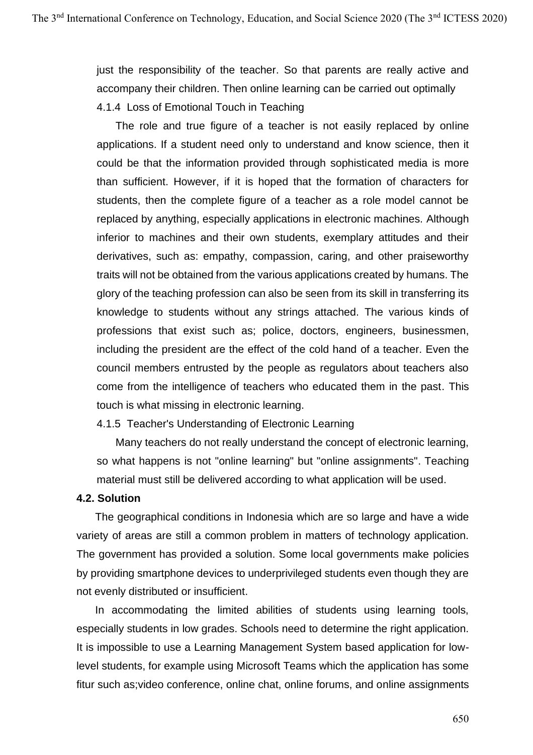just the responsibility of the teacher. So that parents are really active and accompany their children. Then online learning can be carried out optimally

#### 4.1.4 Loss of Emotional Touch in Teaching

The role and true figure of a teacher is not easily replaced by online applications. If a student need only to understand and know science, then it could be that the information provided through sophisticated media is more than sufficient. However, if it is hoped that the formation of characters for students, then the complete figure of a teacher as a role model cannot be replaced by anything, especially applications in electronic machines. Although inferior to machines and their own students, exemplary attitudes and their derivatives, such as: empathy, compassion, caring, and other praiseworthy traits will not be obtained from the various applications created by humans. The glory of the teaching profession can also be seen from its skill in transferring its knowledge to students without any strings attached. The various kinds of professions that exist such as; police, doctors, engineers, businessmen, including the president are the effect of the cold hand of a teacher. Even the council members entrusted by the people as regulators about teachers also come from the intelligence of teachers who educated them in the past. This touch is what missing in electronic learning.

#### 4.1.5 Teacher's Understanding of Electronic Learning

Many teachers do not really understand the concept of electronic learning, so what happens is not "online learning" but "online assignments". Teaching material must still be delivered according to what application will be used.

### 4.2. Solution

The geographical conditions in Indonesia which are so large and have a wide variety of areas are still a common problem in matters of technology application. The government has provided a solution. Some local governments make policies by providing smartphone devices to underprivileged students even though they are not evenly distributed or insufficient.

In accommodating the limited abilities of students using learning tools, especially students in low grades. Schools need to determine the right application. It is impossible to use a Learning Management System based application for low-level students, for example using Microsoft Teams which the application has some fitur such as;video conference, online chat, online forums, and online assignments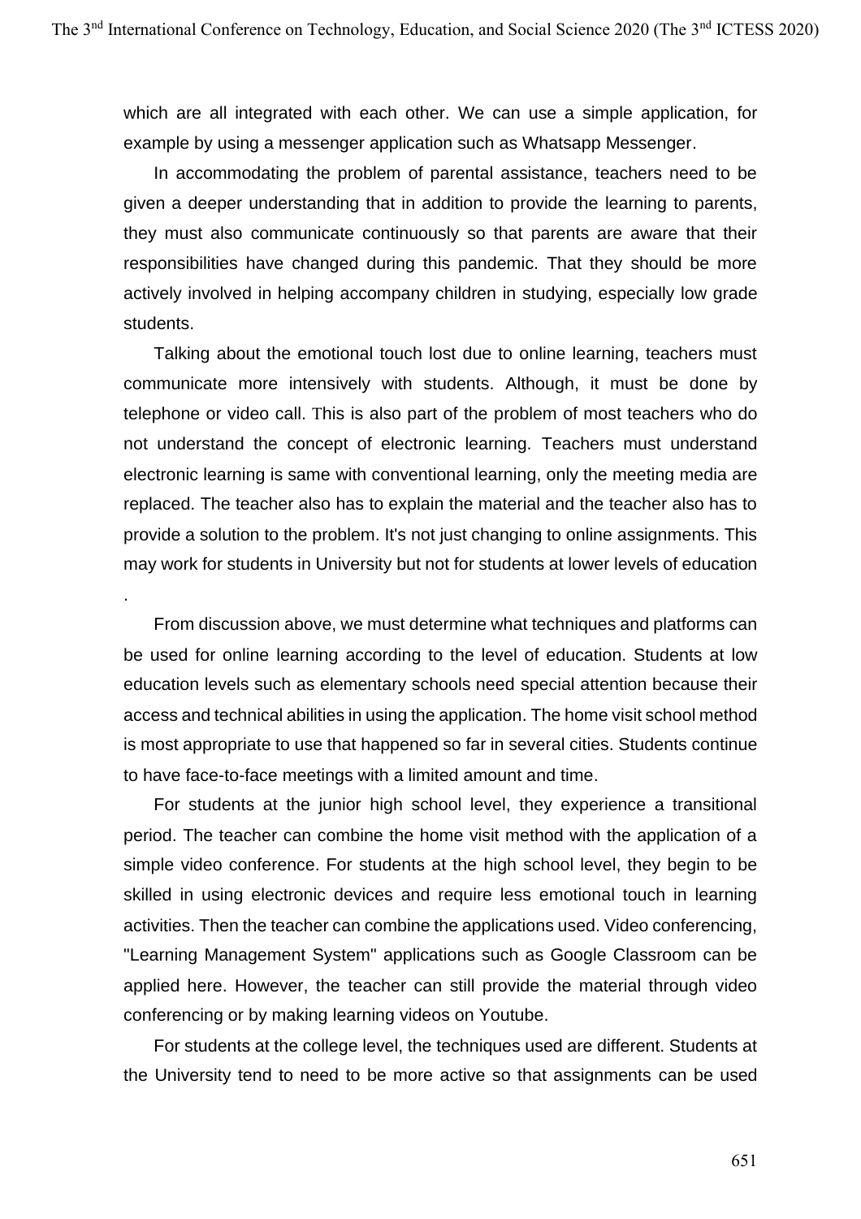which are all integrated with each other. We can use a simple application, for example by using a messenger application such as Whatsapp Messenger.

In accommodating the problem of parental assistance, teachers need to be given a deeper understanding that in addition to provide the learning to parents, they must also communicate continuously so that parents are aware that their responsibilities have changed during this pandemic. That they should be more actively involved in helping accompany children in studying, especially low grade students.

Talking about the emotional touch lost due to online learning, teachers must communicate more intensively with students. Although, it must be done by telephone or video call. This is also part of the problem of most teachers who do not understand the concept of electronic learning. Teachers must understand electronic learning is same with conventional learning, only the meeting media are replaced. The teacher also has to explain the material and the teacher also has to provide a solution to the problem. It's not just changing to online assignments. This may work for students in University but not for students at lower levels of education .

From discussion above, we must determine what techniques and platforms can be used for online learning according to the level of education. Students at low education levels such as elementary schools need special attention because their access and technical abilities in using the application. The home visit school method is most appropriate to use that happened so far in several cities. Students continue to have face-to-face meetings with a limited amount and time.

For students at the junior high school level, they experience a transitional period. The teacher can combine the home visit method with the application of a simple video conference. For students at the high school level, they begin to be skilled in using electronic devices and require less emotional touch in learning activities. Then the teacher can combine the applications used. Video conferencing, "Learning Management System" applications such as Google Classroom can be applied here. However, the teacher can still provide the material through video conferencing or by making learning videos on Youtube.

For students at the college level, the techniques used are different. Students at the University tend to need to be more active so that assignments can be used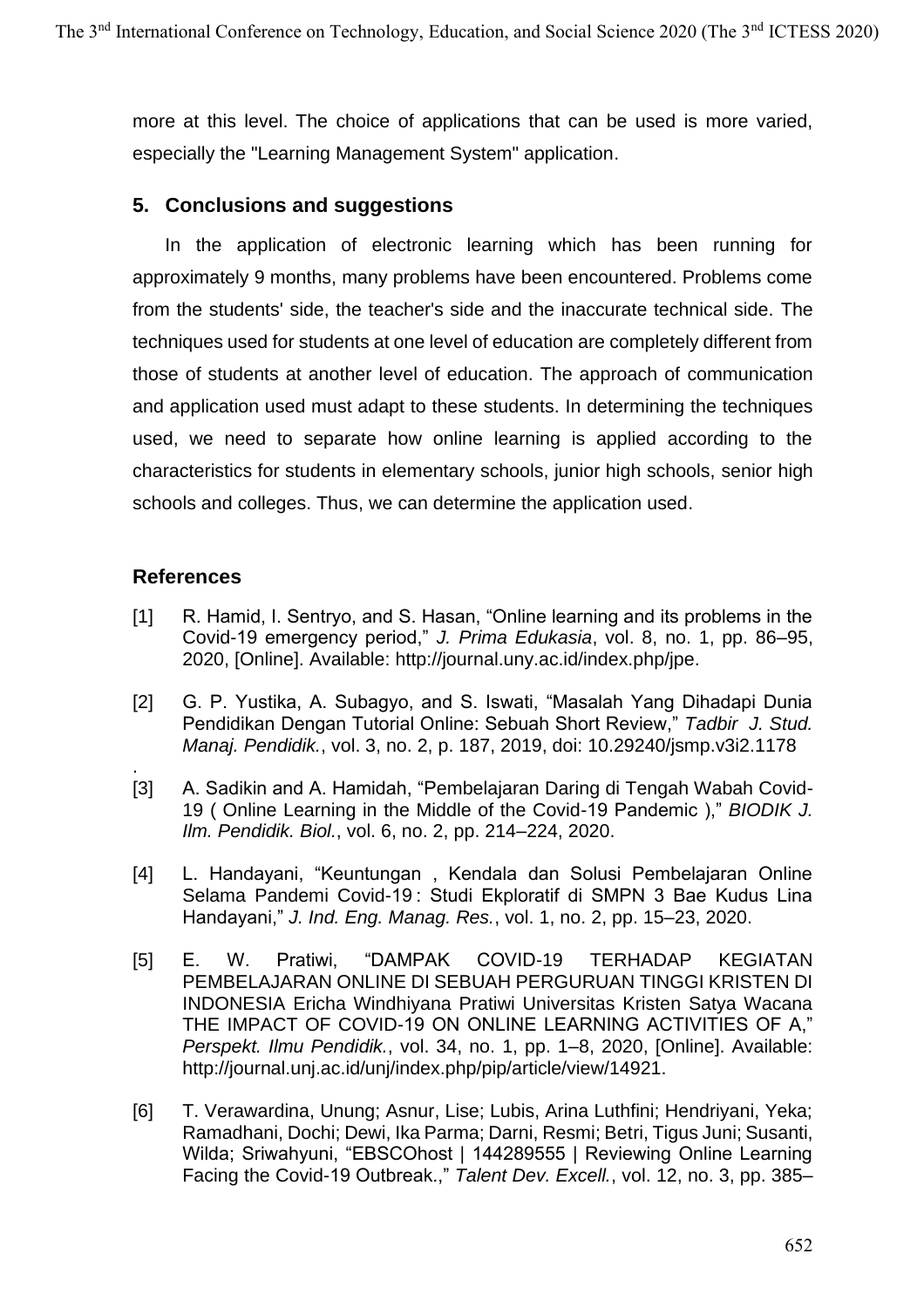more at this level. The choice of applications that can be used is more varied, especially the "Learning Management System" application.

## 5. Conclusions and suggestions

In the application of electronic learning which has been running for approximately 9 months, many problems have been encountered. Problems come from the students' side, the teacher's side and the inaccurate technical side. The techniques used for students at one level of education are completely different from those of students at another level of education. The approach of communication and application used must adapt to these students. In determining the techniques used, we need to separate how online learning is applied according to the characteristics for students in elementary schools, junior high schools, senior high schools and colleges. Thus, we can determine the application used.

## References

[1] R. Hamid, I. Sentryo, and S. Hasan, "Online learning and its problems in the Covid-19 emergency period," *J. Prima Edukasia*, vol. 8, no. 1, pp. 86–95, 2020, [Online]. Available: http://journal.uny.ac.id/index.php/jpe.

[2] G. P. Yustika, A. Subagyo, and S. Iswati, "Masalah Yang Dihadapi Dunia Pendidikan Dengan Tutorial Online: Sebuah Short Review," *Tadbir J. Stud. Manaj. Pendidik.*, vol. 3, no. 2, p. 187, 2019, doi: 10.29240/jsmp.v3i2.1178
.

[3] A. Sadikin and A. Hamidah, "Pembelajaran Daring di Tengah Wabah Covid-19 ( Online Learning in the Middle of the Covid-19 Pandemic )," *BIODIK J. Ilm. Pendidik. Biol.*, vol. 6, no. 2, pp. 214–224, 2020.

[4] L. Handayani, "Keuntungan , Kendala dan Solusi Pembelajaran Online Selama Pandemi Covid-19 : Studi Ekploratif di SMPN 3 Bae Kudus Lina Handayani," *J. Ind. Eng. Manag. Res.*, vol. 1, no. 2, pp. 15–23, 2020.

[5] E. W. Pratiwi, "DAMPAK COVID-19 TERHADAP KEGIATAN PEMBELAJARAN ONLINE DI SEBUAH PERGURUAN TINGGI KRISTEN DI INDONESIA Ericha Windhiyana Pratiwi Universitas Kristen Satya Wacana THE IMPACT OF COVID-19 ON ONLINE LEARNING ACTIVITIES OF A," *Perspekt. Ilmu Pendidik.*, vol. 34, no. 1, pp. 1–8, 2020, [Online]. Available: http://journal.unj.ac.id/unj/index.php/pip/article/view/14921.

[6] T. Verawardina, Unung; Asnur, Lise; Lubis, Arina Luthfini; Hendriyani, Yeka; Ramadhani, Dochi; Dewi, Ika Parma; Darni, Resmi; Betri, Tigus Juni; Susanti, Wilda; Sriwahyuni, "EBSCOhost | 144289555 | Reviewing Online Learning Facing the Covid-19 Outbreak.," *Talent Dev. Excell.*, vol. 12, no. 3, pp. 385–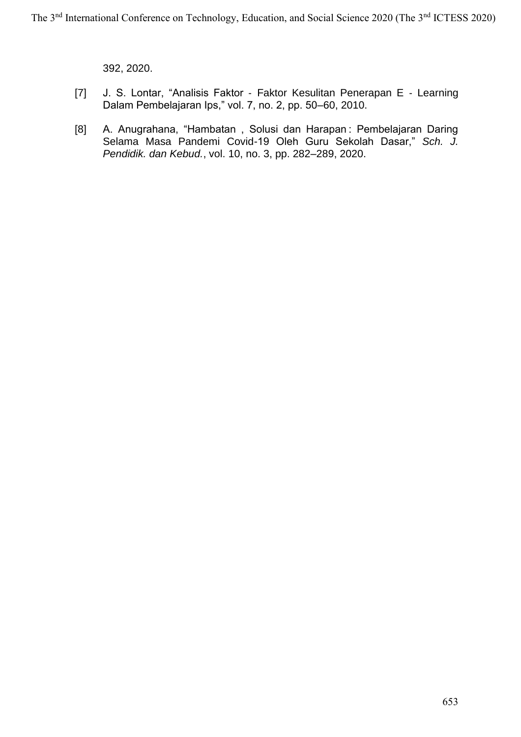392, 2020.

[7] J. S. Lontar, “Analisis Faktor - Faktor Kesulitan Penerapan E - Learning Dalam Pembelajaran Ips,” vol. 7, no. 2, pp. 50–60, 2010.

[8] A. Anugrahana, “Hambatan , Solusi dan Harapan : Pembelajaran Daring Selama Masa Pandemi Covid-19 Oleh Guru Sekolah Dasar,” *Sch. J. Pendidik. dan Kebud.*, vol. 10, no. 3, pp. 282–289, 2020.